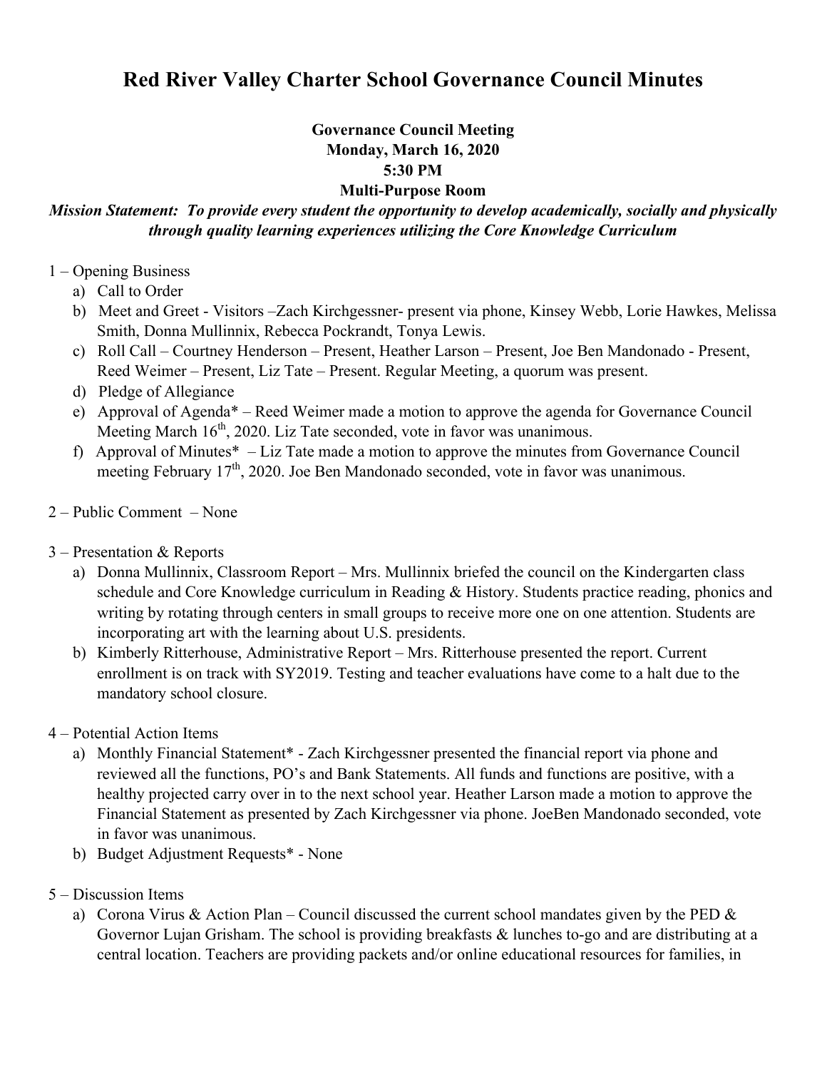# Red River Valley Charter School Governance Council Minutes

**Governance Council Meeting**
**Monday, March 16, 2020**
**5:30 PM**
**Multi-Purpose Room**

***Mission Statement: To provide every student the opportunity to develop academically, socially and physically through quality learning experiences utilizing the Core Knowledge Curriculum***

1 – Opening Business

a) Call to Order
b) Meet and Greet - Visitors –Zach Kirchgessner- present via phone, Kinsey Webb, Lorie Hawkes, Melissa Smith, Donna Mullinnix, Rebecca Pockrandt, Tonya Lewis.
c) Roll Call – Courtney Henderson – Present, Heather Larson – Present, Joe Ben Mandonado - Present, Reed Weimer – Present, Liz Tate – Present. Regular Meeting, a quorum was present.
d) Pledge of Allegiance
e) Approval of Agenda* – Reed Weimer made a motion to approve the agenda for Governance Council Meeting March 16th, 2020. Liz Tate seconded, vote in favor was unanimous.
f) Approval of Minutes* – Liz Tate made a motion to approve the minutes from Governance Council meeting February 17th, 2020. Joe Ben Mandonado seconded, vote in favor was unanimous.

2 – Public Comment – None

3 – Presentation & Reports

a) Donna Mullinnix, Classroom Report – Mrs. Mullinnix briefed the council on the Kindergarten class schedule and Core Knowledge curriculum in Reading & History. Students practice reading, phonics and writing by rotating through centers in small groups to receive more one on one attention. Students are incorporating art with the learning about U.S. presidents.
b) Kimberly Ritterhouse, Administrative Report – Mrs. Ritterhouse presented the report. Current enrollment is on track with SY2019. Testing and teacher evaluations have come to a halt due to the mandatory school closure.

4 – Potential Action Items

a) Monthly Financial Statement* - Zach Kirchgessner presented the financial report via phone and reviewed all the functions, PO's and Bank Statements. All funds and functions are positive, with a healthy projected carry over in to the next school year. Heather Larson made a motion to approve the Financial Statement as presented by Zach Kirchgessner via phone. JoeBen Mandonado seconded, vote in favor was unanimous.
b) Budget Adjustment Requests* - None

5 – Discussion Items

a) Corona Virus & Action Plan – Council discussed the current school mandates given by the PED & Governor Lujan Grisham. The school is providing breakfasts & lunches to-go and are distributing at a central location. Teachers are providing packets and/or online educational resources for families, in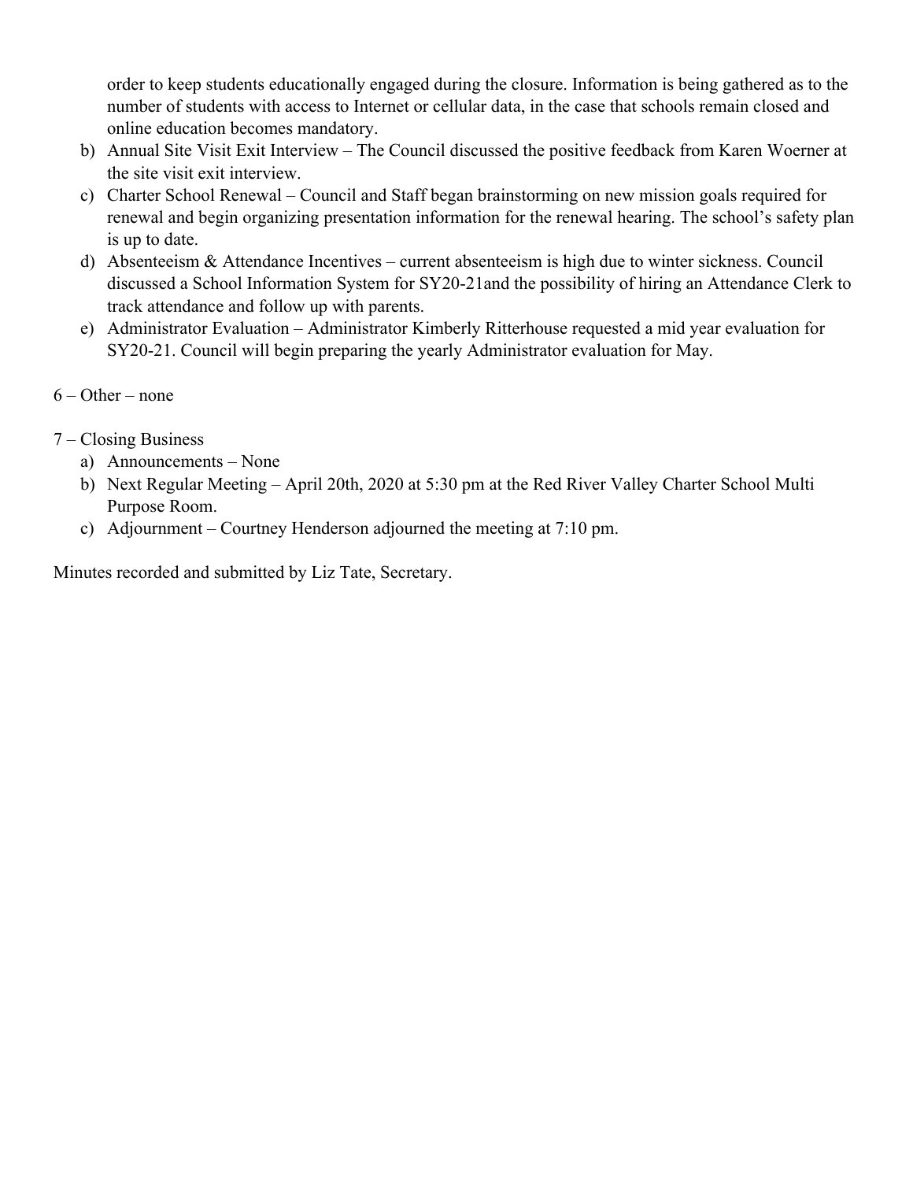order to keep students educationally engaged during the closure. Information is being gathered as to the number of students with access to Internet or cellular data, in the case that schools remain closed and online education becomes mandatory.

b) Annual Site Visit Exit Interview – The Council discussed the positive feedback from Karen Woerner at the site visit exit interview.
c) Charter School Renewal – Council and Staff began brainstorming on new mission goals required for renewal and begin organizing presentation information for the renewal hearing. The school's safety plan is up to date.
d) Absenteeism & Attendance Incentives – current absenteeism is high due to winter sickness. Council discussed a School Information System for SY20-21and the possibility of hiring an Attendance Clerk to track attendance and follow up with parents.
e) Administrator Evaluation – Administrator Kimberly Ritterhouse requested a mid year evaluation for SY20-21. Council will begin preparing the yearly Administrator evaluation for May.

6 – Other – none

7 – Closing Business

a) Announcements – None
b) Next Regular Meeting – April 20th, 2020 at 5:30 pm at the Red River Valley Charter School Multi Purpose Room.
c) Adjournment – Courtney Henderson adjourned the meeting at 7:10 pm.

Minutes recorded and submitted by Liz Tate, Secretary.